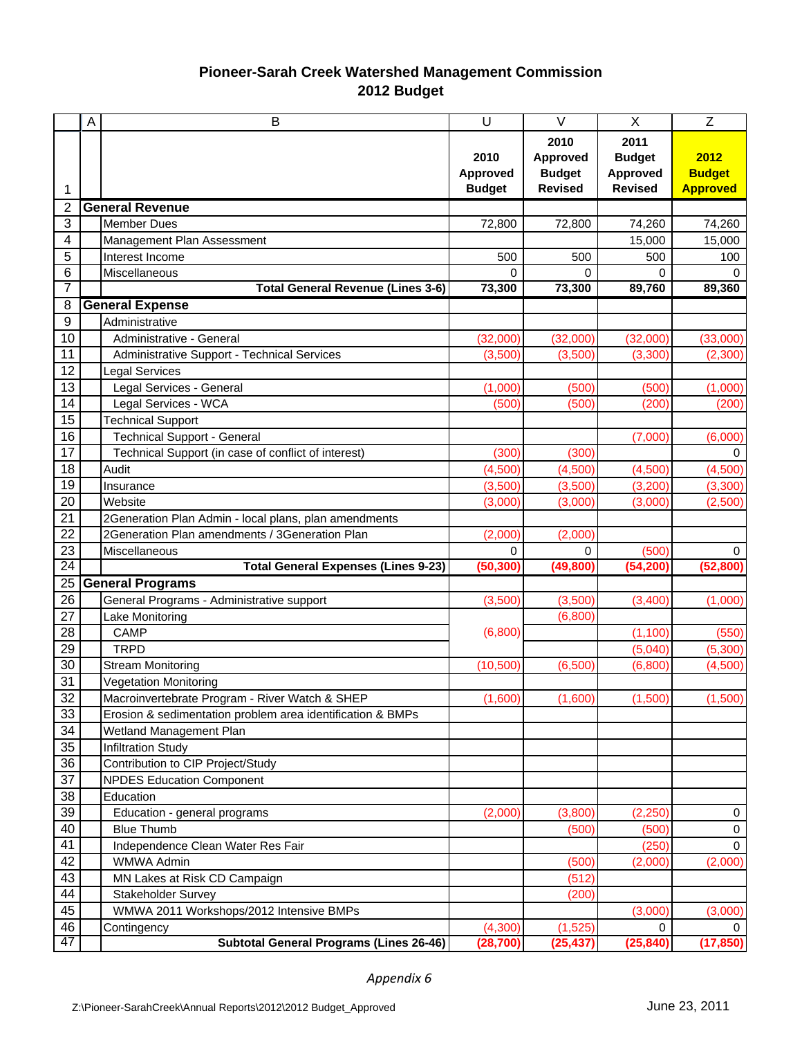# Pioneer-Sarah Creek Watershed Management Commission
## 2012 Budget

| | A | B | U | V | X | Z |
|---|---|---|---|---|---|---|
| 1 | | | 2010 Approved Budget | 2010 Approved Budget Revised | 2011 Budget Approved Revised | 2012 Budget Approved |
| 2 | **General Revenue** | | | | | |
| 3 | | Member Dues | 72,800 | 72,800 | 74,260 | 74,260 |
| 4 | | Management Plan Assessment | | | 15,000 | 15,000 |
| 5 | | Interest Income | 500 | 500 | 500 | 100 |
| 6 | | Miscellaneous | 0 | 0 | 0 | 0 |
| 7 | | **Total General Revenue (Lines 3-6)** | **73,300** | **73,300** | **89,760** | **89,360** |
| 8 | **General Expense** | | | | | |
| 9 | | Administrative | | | | |
| 10 | | Administrative - General | (32,000) | (32,000) | (32,000) | (33,000) |
| 11 | | Administrative Support - Technical Services | (3,500) | (3,500) | (3,300) | (2,300) |
| 12 | | Legal Services | | | | |
| 13 | | Legal Services - General | (1,000) | (500) | (500) | (1,000) |
| 14 | | Legal Services - WCA | (500) | (500) | (200) | (200) |
| 15 | | Technical Support | | | | |
| 16 | | Technical Support - General | | | (7,000) | (6,000) |
| 17 | | Technical Support (in case of conflict of interest) | (300) | (300) | | 0 |
| 18 | | Audit | (4,500) | (4,500) | (4,500) | (4,500) |
| 19 | | Insurance | (3,500) | (3,500) | (3,200) | (3,300) |
| 20 | | Website | (3,000) | (3,000) | (3,000) | (2,500) |
| 21 | | 2Generation Plan Admin - local plans, plan amendments | | | | |
| 22 | | 2Generation Plan amendments / 3Generation Plan | (2,000) | (2,000) | | |
| 23 | | Miscellaneous | 0 | 0 | (500) | 0 |
| 24 | | **Total General Expenses (Lines 9-23)** | **(50,300)** | **(49,800)** | **(54,200)** | **(52,800)** |
| 25 | **General Programs** | | | | | |
| 26 | | General Programs - Administrative support | (3,500) | (3,500) | (3,400) | (1,000) |
| 27 | | Lake Monitoring | | (6,800) | | |
| 28 | | CAMP | (6,800) | | (1,100) | (550) |
| 29 | | TRPD | | | (5,040) | (5,300) |
| 30 | | Stream Monitoring | (10,500) | (6,500) | (6,800) | (4,500) |
| 31 | | Vegetation Monitoring | | | | |
| 32 | | Macroinvertebrate Program - River Watch & SHEP | (1,600) | (1,600) | (1,500) | (1,500) |
| 33 | | Erosion & sedimentation problem area identification & BMPs | | | | |
| 34 | | Wetland Management Plan | | | | |
| 35 | | Infiltration Study | | | | |
| 36 | | Contribution to CIP Project/Study | | | | |
| 37 | | NPDES Education Component | | | | |
| 38 | | Education | | | | |
| 39 | | Education - general programs | (2,000) | (3,800) | (2,250) | 0 |
| 40 | | Blue Thumb | | (500) | (500) | 0 |
| 41 | | Independence Clean Water Res Fair | | | (250) | 0 |
| 42 | | WMWA Admin | | (500) | (2,000) | (2,000) |
| 43 | | MN Lakes at Risk CD Campaign | | (512) | | |
| 44 | | Stakeholder Survey | | (200) | | |
| 45 | | WMWA 2011 Workshops/2012 Intensive BMPs | | | (3,000) | (3,000) |
| 46 | | Contingency | (4,300) | (1,525) | 0 | 0 |
| 47 | | **Subtotal General Programs (Lines 26-46)** | **(28,700)** | **(25,437)** | **(25,840)** | **(17,850)** |

*Appendix 6*

Z:\Pioneer-SarahCreek\Annual Reports\2012\2012 Budget_Approved

June 23, 2011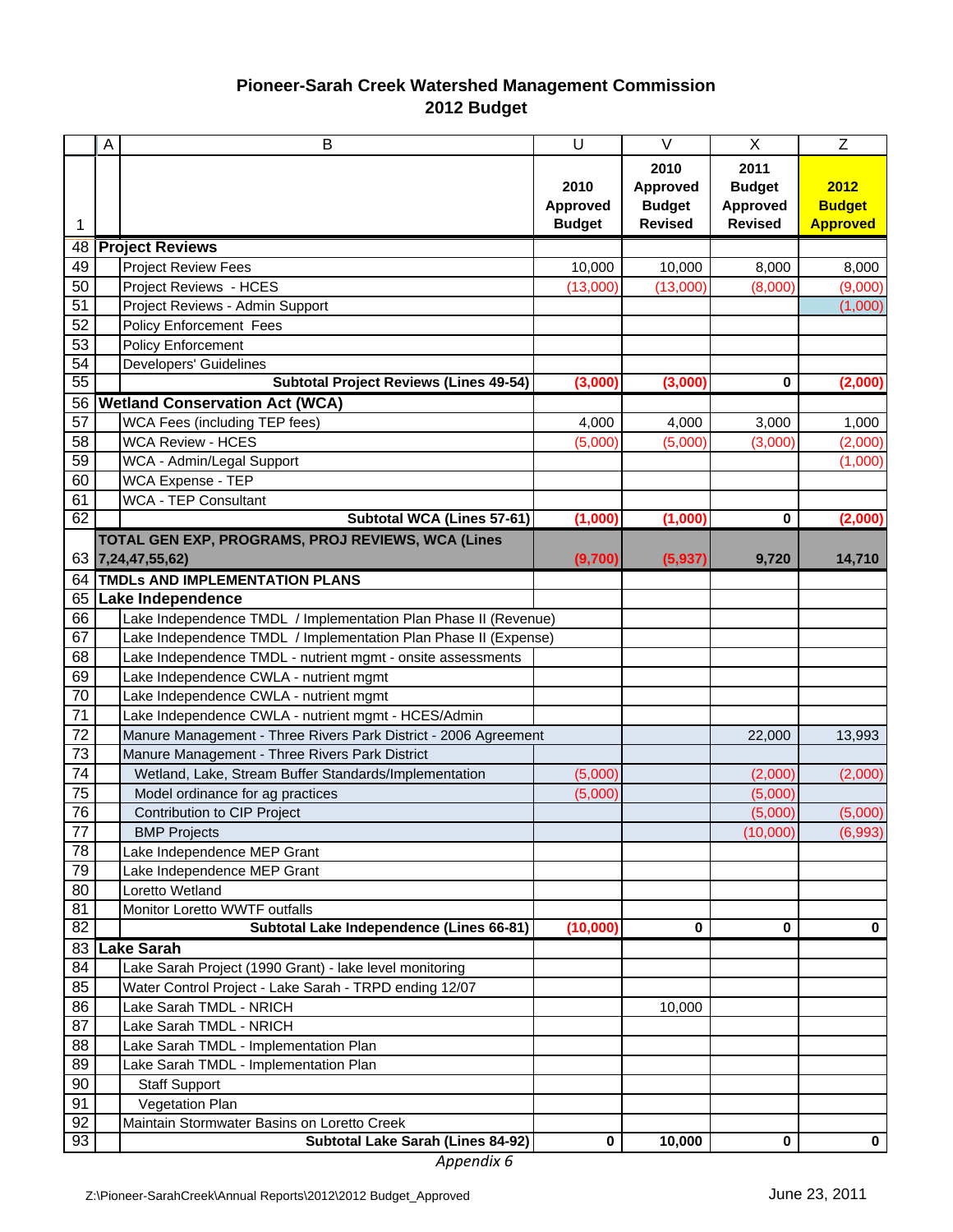# Pioneer-Sarah Creek Watershed Management Commission
## 2012 Budget

| | A | B | U | V | X | Z |
|---|---|---|---|---|---|---|
| 1 | | | 2010 Approved Budget | 2010 Approved Budget Revised | 2011 Budget Approved Revised | 2012 Budget Approved |
| 48 | **Project Reviews** | | | | | |
| 49 | | Project Review Fees | 10,000 | 10,000 | 8,000 | 8,000 |
| 50 | | Project Reviews - HCES | (13,000) | (13,000) | (8,000) | (9,000) |
| 51 | | Project Reviews - Admin Support | | | | (1,000) |
| 52 | | Policy Enforcement Fees | | | | |
| 53 | | Policy Enforcement | | | | |
| 54 | | Developers' Guidelines | | | | |
| 55 | | **Subtotal Project Reviews (Lines 49-54)** | **(3,000)** | **(3,000)** | **0** | **(2,000)** |
| 56 | **Wetland Conservation Act (WCA)** | | | | | |
| 57 | | WCA Fees (including TEP fees) | 4,000 | 4,000 | 3,000 | 1,000 |
| 58 | | WCA Review - HCES | (5,000) | (5,000) | (3,000) | (2,000) |
| 59 | | WCA - Admin/Legal Support | | | | (1,000) |
| 60 | | WCA Expense - TEP | | | | |
| 61 | | WCA - TEP Consultant | | | | |
| 62 | | **Subtotal WCA (Lines 57-61)** | **(1,000)** | **(1,000)** | **0** | **(2,000)** |
| 63 | **TOTAL GEN EXP, PROGRAMS, PROJ REVIEWS, WCA (Lines 7,24,47,55,62)** | | **(9,700)** | **(5,937)** | **9,720** | **14,710** |
| 64 | **TMDLs AND IMPLEMENTATION PLANS** | | | | | |
| 65 | **Lake Independence** | | | | | |
| 66 | | Lake Independence TMDL / Implementation Plan Phase II (Revenue) | | | | |
| 67 | | Lake Independence TMDL / Implementation Plan Phase II (Expense) | | | | |
| 68 | | Lake Independence TMDL - nutrient mgmt - onsite assessments | | | | |
| 69 | | Lake Independence CWLA - nutrient mgmt | | | | |
| 70 | | Lake Independence CWLA - nutrient mgmt | | | | |
| 71 | | Lake Independence CWLA - nutrient mgmt - HCES/Admin | | | | |
| 72 | | Manure Management - Three Rivers Park District - 2006 Agreement | | | 22,000 | 13,993 |
| 73 | | Manure Management - Three Rivers Park District | | | | |
| 74 | | Wetland, Lake, Stream Buffer Standards/Implementation | (5,000) | | (2,000) | (2,000) |
| 75 | | Model ordinance for ag practices | (5,000) | | (5,000) | |
| 76 | | Contribution to CIP Project | | | (5,000) | (5,000) |
| 77 | | BMP Projects | | | (10,000) | (6,993) |
| 78 | | Lake Independence MEP Grant | | | | |
| 79 | | Lake Independence MEP Grant | | | | |
| 80 | | Loretto Wetland | | | | |
| 81 | | Monitor Loretto WWTF outfalls | | | | |
| 82 | | **Subtotal Lake Independence (Lines 66-81)** | **(10,000)** | **0** | **0** | **0** |
| 83 | **Lake Sarah** | | | | | |
| 84 | | Lake Sarah Project (1990 Grant) - lake level monitoring | | | | |
| 85 | | Water Control Project - Lake Sarah - TRPD ending 12/07 | | | | |
| 86 | | Lake Sarah TMDL - NRICH | | 10,000 | | |
| 87 | | Lake Sarah TMDL - NRICH | | | | |
| 88 | | Lake Sarah TMDL - Implementation Plan | | | | |
| 89 | | Lake Sarah TMDL - Implementation Plan | | | | |
| 90 | | Staff Support | | | | |
| 91 | | Vegetation Plan | | | | |
| 92 | | Maintain Stormwater Basins on Loretto Creek | | | | |
| 93 | | **Subtotal Lake Sarah (Lines 84-92)** | **0** | **10,000** | **0** | **0** |

*Appendix 6*

Z:\Pioneer-SarahCreek\Annual Reports\2012\2012 Budget_Approved

June 23, 2011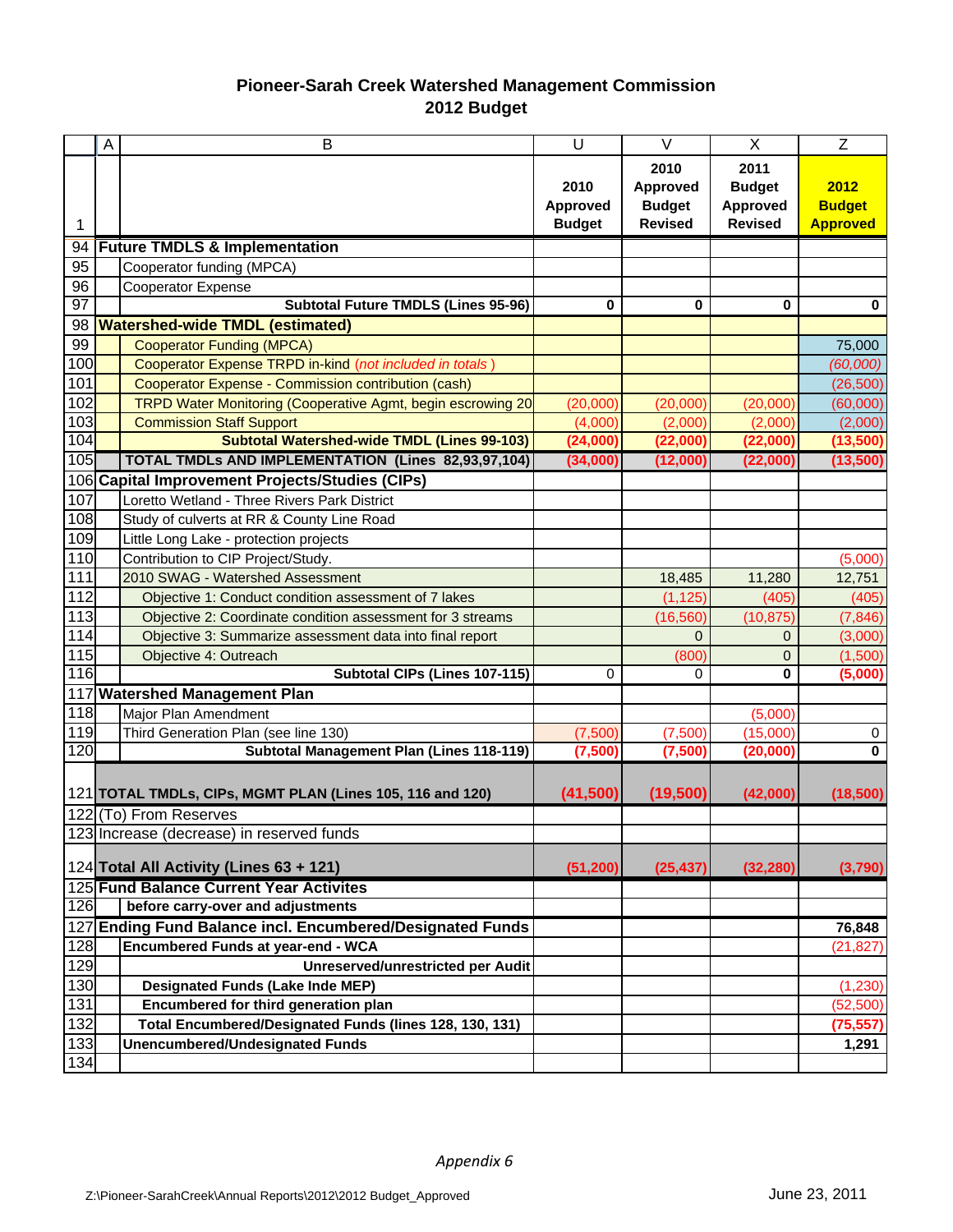## Pioneer-Sarah Creek Watershed Management Commission
## 2012 Budget

| | A | B | U | V | X | Z |
|---|---|---|---|---|---|---|
| 1 | | | 2010 Approved Budget | 2010 Approved Budget Revised | 2011 Budget Approved Revised | 2012 Budget Approved |
| 94 | **Future TMDLS & Implementation** | | | | | |
| 95 | | Cooperator funding (MPCA) | | | | |
| 96 | | Cooperator Expense | | | | |
| 97 | | **Subtotal Future TMDLS (Lines 95-96)** | **0** | **0** | **0** | **0** |
| 98 | **Watershed-wide TMDL (estimated)** | | | | | |
| 99 | | Cooperator Funding (MPCA) | | | | 75,000 |
| 100 | | Cooperator Expense TRPD in-kind *(not included in totals )* | | | | *(60,000)* |
| 101 | | Cooperator Expense - Commission contribution (cash) | | | | (26,500) |
| 102 | | TRPD Water Monitoring (Cooperative Agmt, begin escrowing 20 | (20,000) | (20,000) | (20,000) | (60,000) |
| 103 | | Commission Staff Support | (4,000) | (2,000) | (2,000) | (2,000) |
| 104 | | **Subtotal Watershed-wide TMDL (Lines 99-103)** | **(24,000)** | **(22,000)** | **(22,000)** | **(13,500)** |
| 105 | | **TOTAL TMDLs AND IMPLEMENTATION (Lines 82,93,97,104)** | **(34,000)** | **(12,000)** | **(22,000)** | **(13,500)** |
| 106 | **Capital Improvement Projects/Studies (CIPs)** | | | | | |
| 107 | | Loretto Wetland - Three Rivers Park District | | | | |
| 108 | | Study of culverts at RR & County Line Road | | | | |
| 109 | | Little Long Lake - protection projects | | | | |
| 110 | | Contribution to CIP Project/Study. | | | | (5,000) |
| 111 | | 2010 SWAG - Watershed Assessment | | 18,485 | 11,280 | 12,751 |
| 112 | | Objective 1: Conduct condition assessment of 7 lakes | | (1,125) | (405) | (405) |
| 113 | | Objective 2: Coordinate condition assessment for 3 streams | | (16,560) | (10,875) | (7,846) |
| 114 | | Objective 3: Summarize assessment data into final report | | 0 | 0 | (3,000) |
| 115 | | Objective 4: Outreach | | (800) | 0 | (1,500) |
| 116 | | **Subtotal CIPs (Lines 107-115)** | 0 | 0 | **0** | **(5,000)** |
| 117 | **Watershed Management Plan** | | | | | |
| 118 | | Major Plan Amendment | | | (5,000) | |
| 119 | | Third Generation Plan (see line 130) | (7,500) | (7,500) | (15,000) | 0 |
| 120 | | **Subtotal Management Plan (Lines 118-119)** | **(7,500)** | **(7,500)** | **(20,000)** | **0** |
| 121 | **TOTAL TMDLs, CIPs, MGMT PLAN (Lines 105, 116 and 120)** | | **(41,500)** | **(19,500)** | **(42,000)** | **(18,500)** |
| 122 | (To) From Reserves | | | | | |
| 123 | Increase (decrease) in reserved funds | | | | | |
| 124 | **Total All Activity (Lines 63 + 121)** | | **(51,200)** | **(25,437)** | **(32,280)** | **(3,790)** |
| 125 | **Fund Balance Current Year Activites** | | | | | |
| 126 | | **before carry-over and adjustments** | | | | |
| 127 | **Ending Fund Balance incl. Encumbered/Designated Funds** | | | | | **76,848** |
| 128 | | **Encumbered Funds at year-end - WCA** | | | | (21,827) |
| 129 | | **Unreserved/unrestricted per Audit** | | | | |
| 130 | | **Designated Funds (Lake Inde MEP)** | | | | (1,230) |
| 131 | | **Encumbered for third generation plan** | | | | (52,500) |
| 132 | | **Total Encumbered/Designated Funds (lines 128, 130, 131)** | | | | **(75,557)** |
| 133 | | **Unencumbered/Undesignated Funds** | | | | **1,291** |
| 134 | | | | | | |

*Appendix 6*

Z:\Pioneer-SarahCreek\Annual Reports\2012\2012 Budget_Approved — June 23, 2011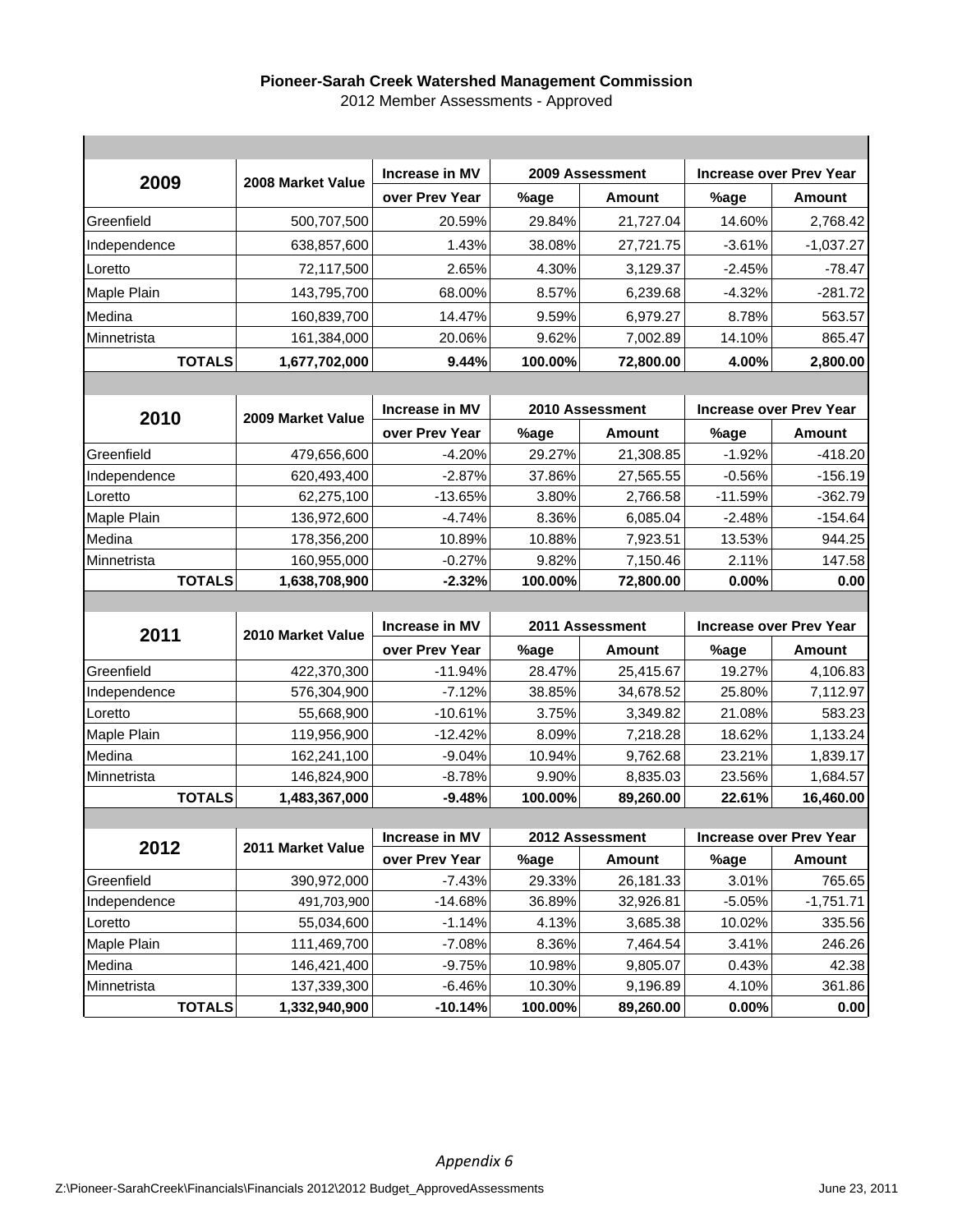**Pioneer-Sarah Creek Watershed Management Commission**

2012 Member Assessments - Approved

| 2009 | 2008 Market Value | Increase in MV | 2009 Assessment | | Increase over Prev Year | |
|---|---|---|---|---|---|---|
| | | over Prev Year | %age | Amount | %age | Amount |
| Greenfield | 500,707,500 | 20.59% | 29.84% | 21,727.04 | 14.60% | 2,768.42 |
| Independence | 638,857,600 | 1.43% | 38.08% | 27,721.75 | -3.61% | -1,037.27 |
| Loretto | 72,117,500 | 2.65% | 4.30% | 3,129.37 | -2.45% | -78.47 |
| Maple Plain | 143,795,700 | 68.00% | 8.57% | 6,239.68 | -4.32% | -281.72 |
| Medina | 160,839,700 | 14.47% | 9.59% | 6,979.27 | 8.78% | 563.57 |
| Minnetrista | 161,384,000 | 20.06% | 9.62% | 7,002.89 | 14.10% | 865.47 |
| **TOTALS** | **1,677,702,000** | **9.44%** | **100.00%** | **72,800.00** | **4.00%** | **2,800.00** |

| 2010 | 2009 Market Value | Increase in MV | 2010 Assessment | | Increase over Prev Year | |
|---|---|---|---|---|---|---|
| | | over Prev Year | %age | Amount | %age | Amount |
| Greenfield | 479,656,600 | -4.20% | 29.27% | 21,308.85 | -1.92% | -418.20 |
| Independence | 620,493,400 | -2.87% | 37.86% | 27,565.55 | -0.56% | -156.19 |
| Loretto | 62,275,100 | -13.65% | 3.80% | 2,766.58 | -11.59% | -362.79 |
| Maple Plain | 136,972,600 | -4.74% | 8.36% | 6,085.04 | -2.48% | -154.64 |
| Medina | 178,356,200 | 10.89% | 10.88% | 7,923.51 | 13.53% | 944.25 |
| Minnetrista | 160,955,000 | -0.27% | 9.82% | 7,150.46 | 2.11% | 147.58 |
| **TOTALS** | **1,638,708,900** | **-2.32%** | **100.00%** | **72,800.00** | **0.00%** | **0.00** |

| 2011 | 2010 Market Value | Increase in MV | 2011 Assessment | | Increase over Prev Year | |
|---|---|---|---|---|---|---|
| | | over Prev Year | %age | Amount | %age | Amount |
| Greenfield | 422,370,300 | -11.94% | 28.47% | 25,415.67 | 19.27% | 4,106.83 |
| Independence | 576,304,900 | -7.12% | 38.85% | 34,678.52 | 25.80% | 7,112.97 |
| Loretto | 55,668,900 | -10.61% | 3.75% | 3,349.82 | 21.08% | 583.23 |
| Maple Plain | 119,956,900 | -12.42% | 8.09% | 7,218.28 | 18.62% | 1,133.24 |
| Medina | 162,241,100 | -9.04% | 10.94% | 9,762.68 | 23.21% | 1,839.17 |
| Minnetrista | 146,824,900 | -8.78% | 9.90% | 8,835.03 | 23.56% | 1,684.57 |
| **TOTALS** | **1,483,367,000** | **-9.48%** | **100.00%** | **89,260.00** | **22.61%** | **16,460.00** |

| 2012 | 2011 Market Value | Increase in MV | 2012 Assessment | | Increase over Prev Year | |
|---|---|---|---|---|---|---|
| | | over Prev Year | %age | Amount | %age | Amount |
| Greenfield | 390,972,000 | -7.43% | 29.33% | 26,181.33 | 3.01% | 765.65 |
| Independence | 491,703,900 | -14.68% | 36.89% | 32,926.81 | -5.05% | -1,751.71 |
| Loretto | 55,034,600 | -1.14% | 4.13% | 3,685.38 | 10.02% | 335.56 |
| Maple Plain | 111,469,700 | -7.08% | 8.36% | 7,464.54 | 3.41% | 246.26 |
| Medina | 146,421,400 | -9.75% | 10.98% | 9,805.07 | 0.43% | 42.38 |
| Minnetrista | 137,339,300 | -6.46% | 10.30% | 9,196.89 | 4.10% | 361.86 |
| **TOTALS** | **1,332,940,900** | **-10.14%** | **100.00%** | **89,260.00** | **0.00%** | **0.00** |

*Appendix 6*

Z:\Pioneer-SarahCreek\Financials\Financials 2012\2012 Budget_ApprovedAssessments June 23, 2011